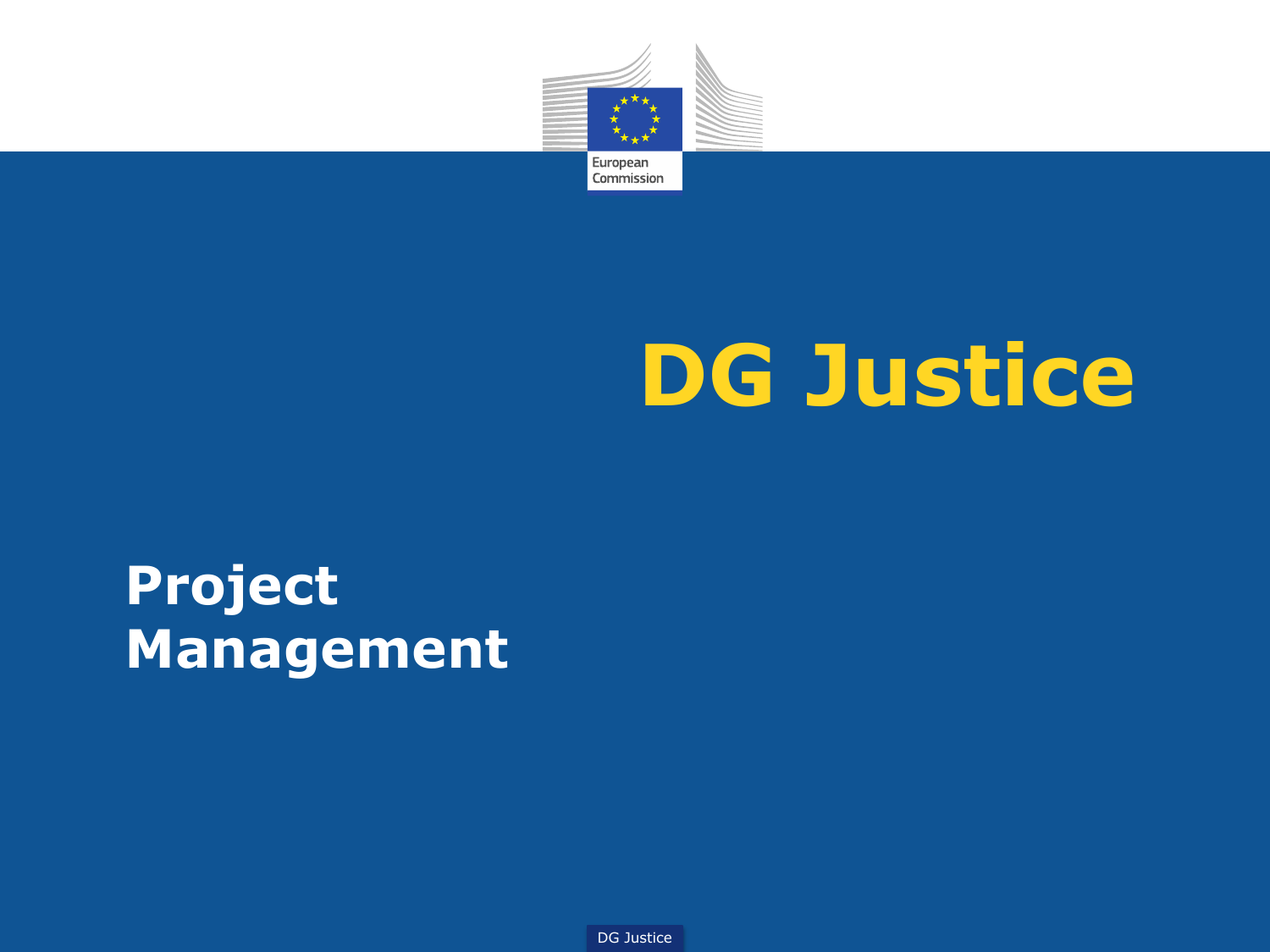# DG Justice

## Project Management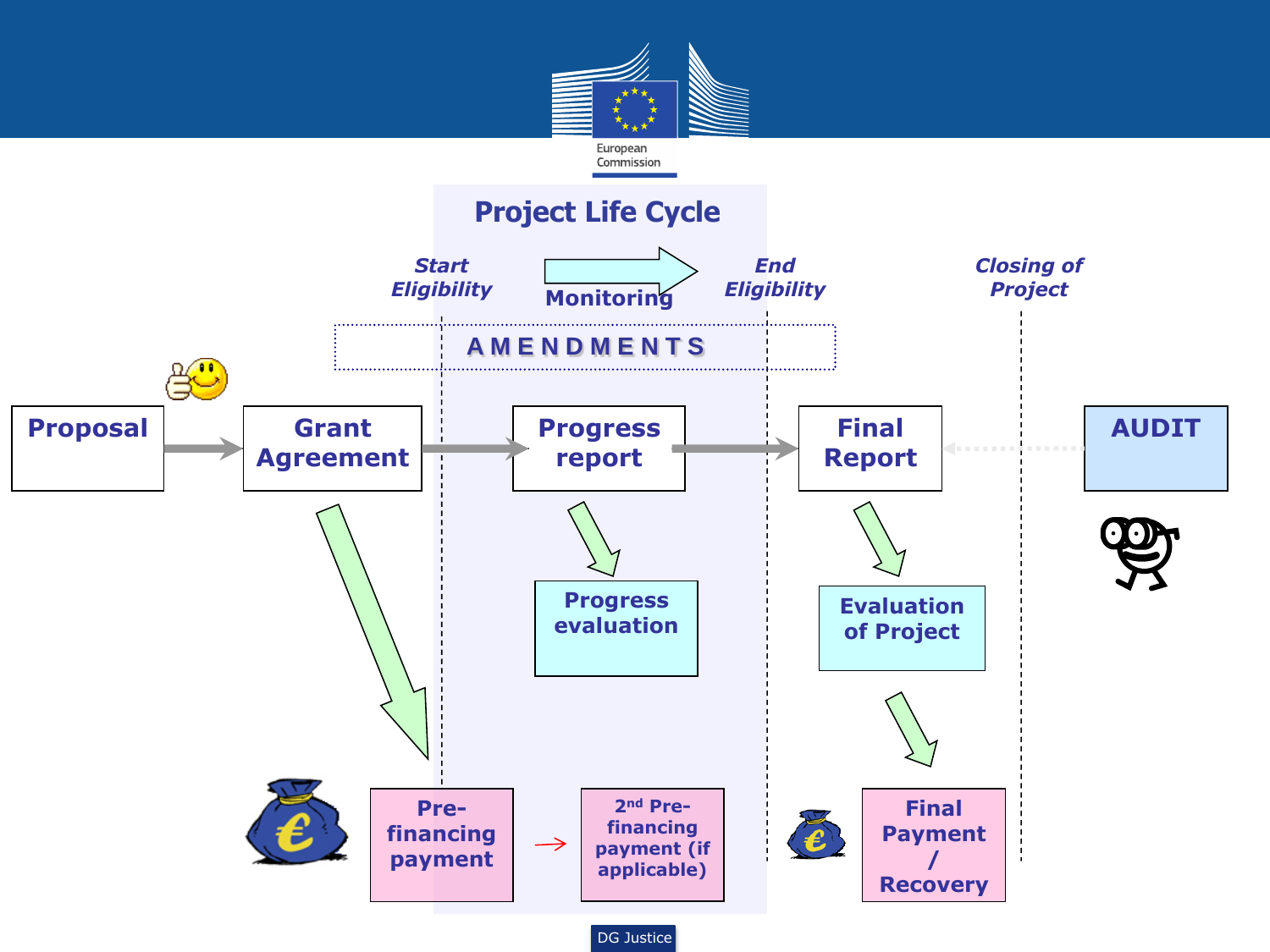# Project Life Cycle

*Start Eligibility*

Monitoring

*End Eligibility*

*Closing of Project*

AMENDMENTS

**Proposal** → **Grant Agreement** → **Progress report** → **Final Report** ← **AUDIT**

**Grant Agreement** → **Pre-financing payment** → **2nd Pre-financing payment (if applicable)**

**Progress report** → **Progress evaluation**

**Final Report** → **Evaluation of Project** → **Final Payment / Recovery**

DG Justice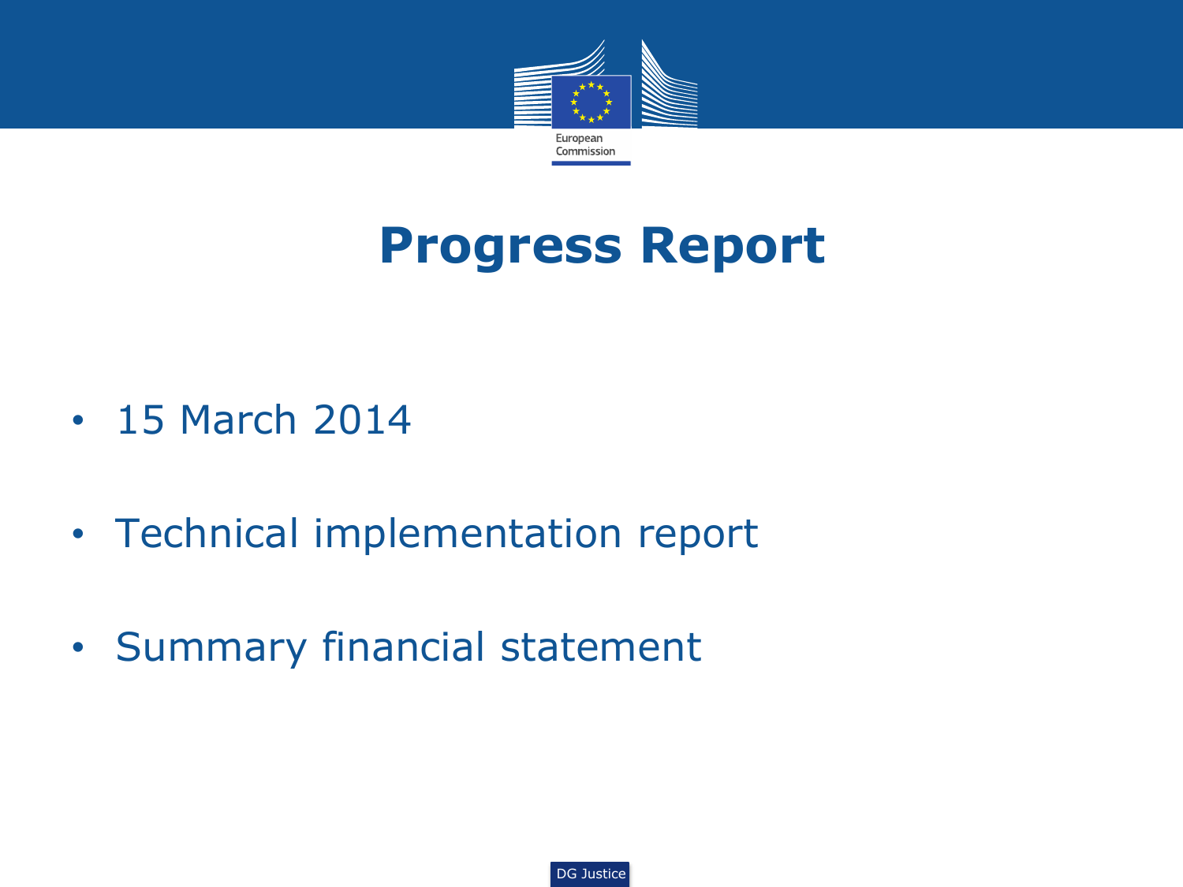# Progress Report

- 15 March 2014
- Technical implementation report
- Summary financial statement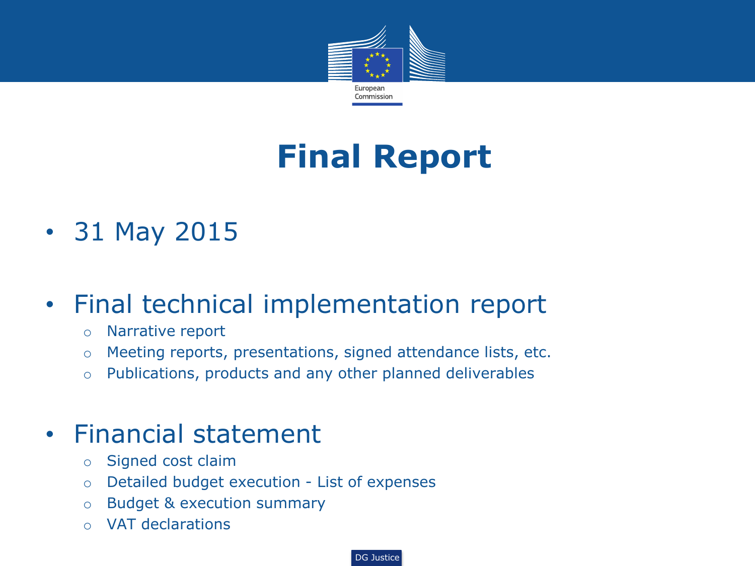# Final Report

- 31 May 2015

- Final technical implementation report
  - Narrative report
  - Meeting reports, presentations, signed attendance lists, etc.
  - Publications, products and any other planned deliverables

- Financial statement
  - Signed cost claim
  - Detailed budget execution - List of expenses
  - Budget & execution summary
  - VAT declarations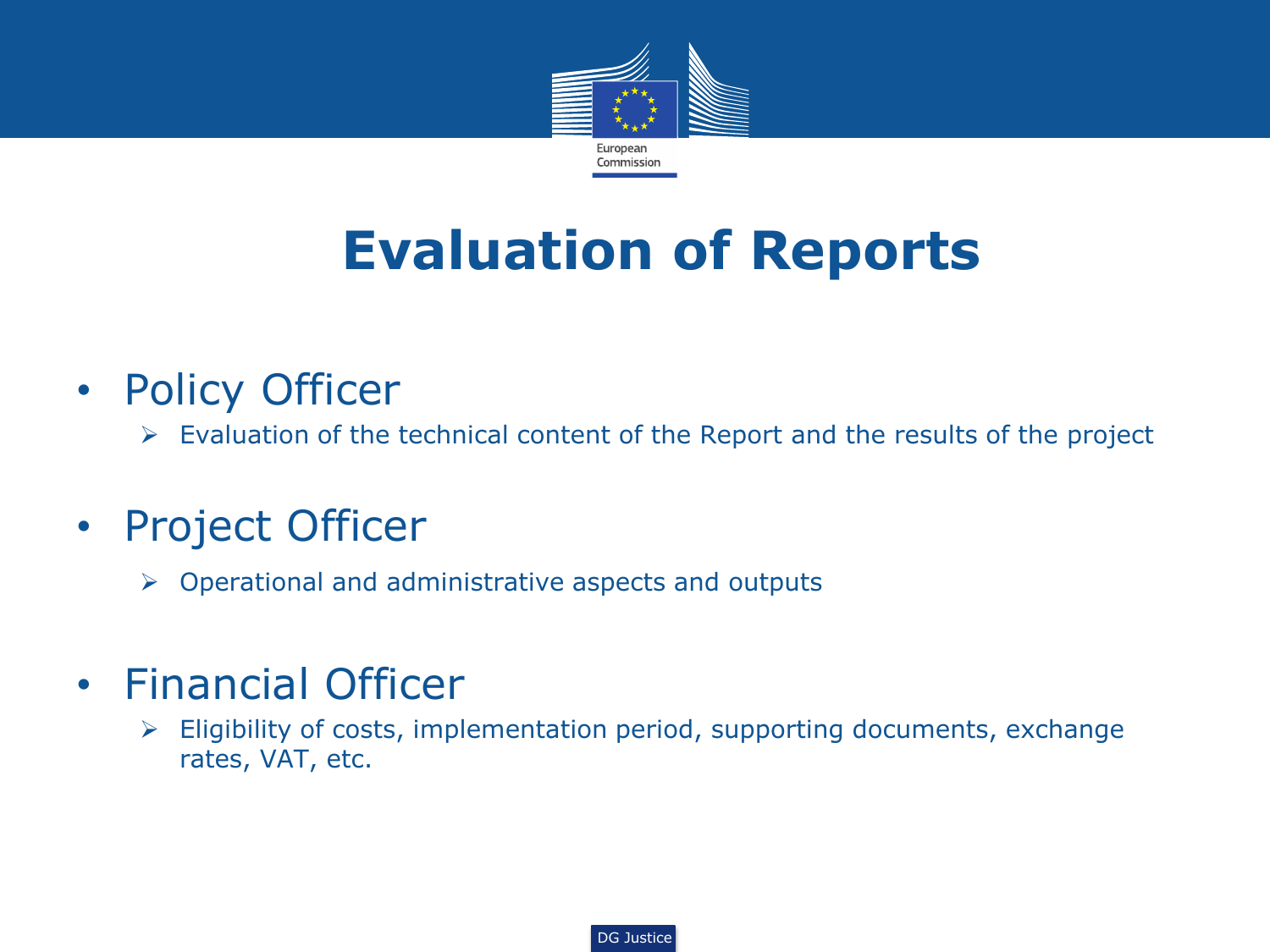# Evaluation of Reports

- Policy Officer
  - Evaluation of the technical content of the Report and the results of the project
- Project Officer
  - Operational and administrative aspects and outputs
- Financial Officer
  - Eligibility of costs, implementation period, supporting documents, exchange rates, VAT, etc.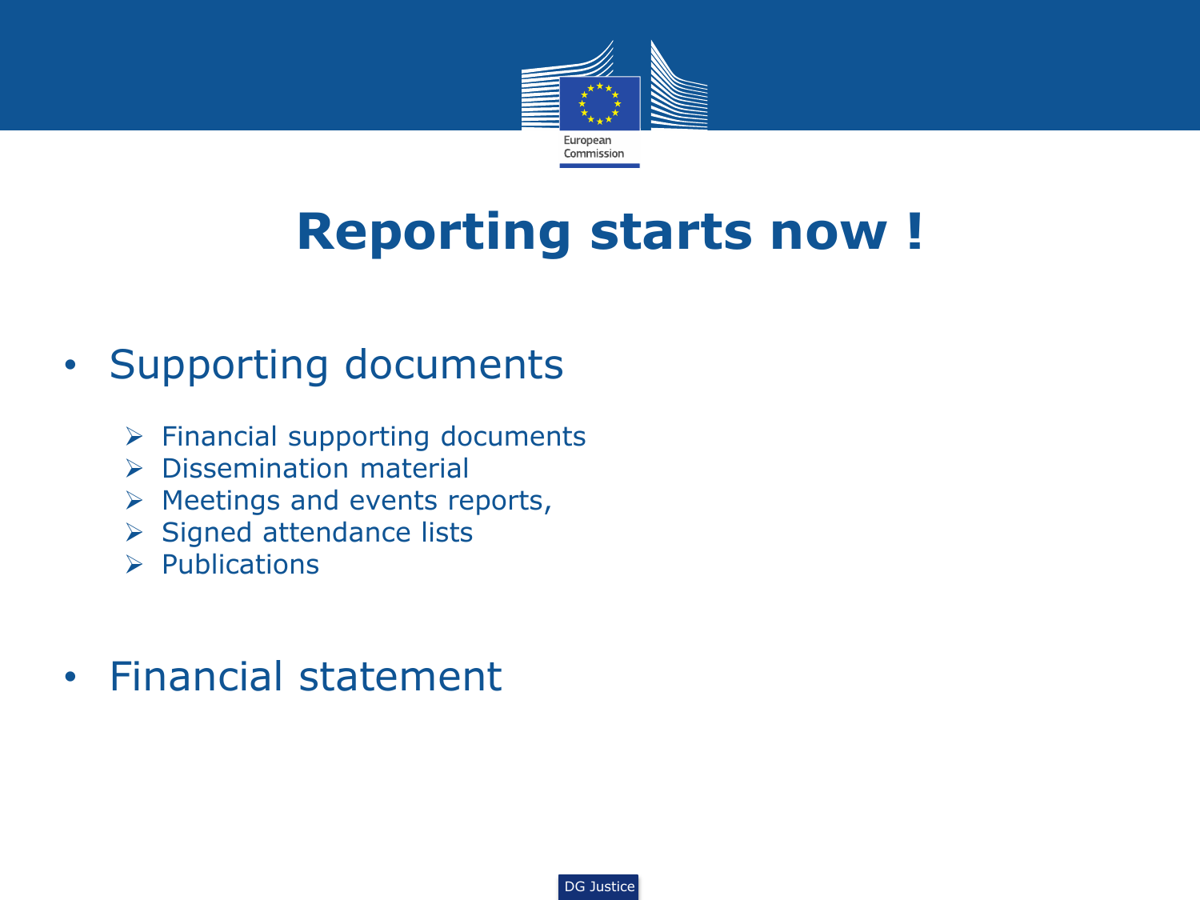# Reporting starts now !

- Supporting documents
  - Financial supporting documents
  - Dissemination material
  - Meetings and events reports,
  - Signed attendance lists
  - Publications

- Financial statement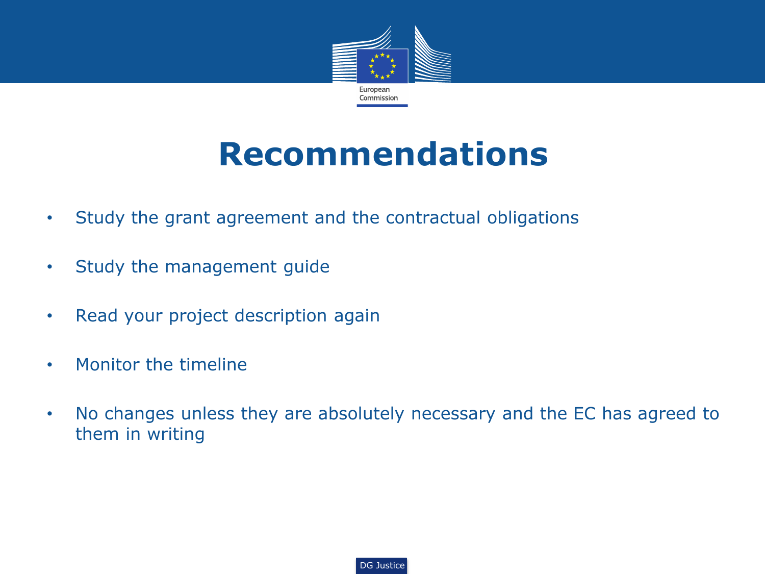# Recommendations

- Study the grant agreement and the contractual obligations
- Study the management guide
- Read your project description again
- Monitor the timeline
- No changes unless they are absolutely necessary and the EC has agreed to them in writing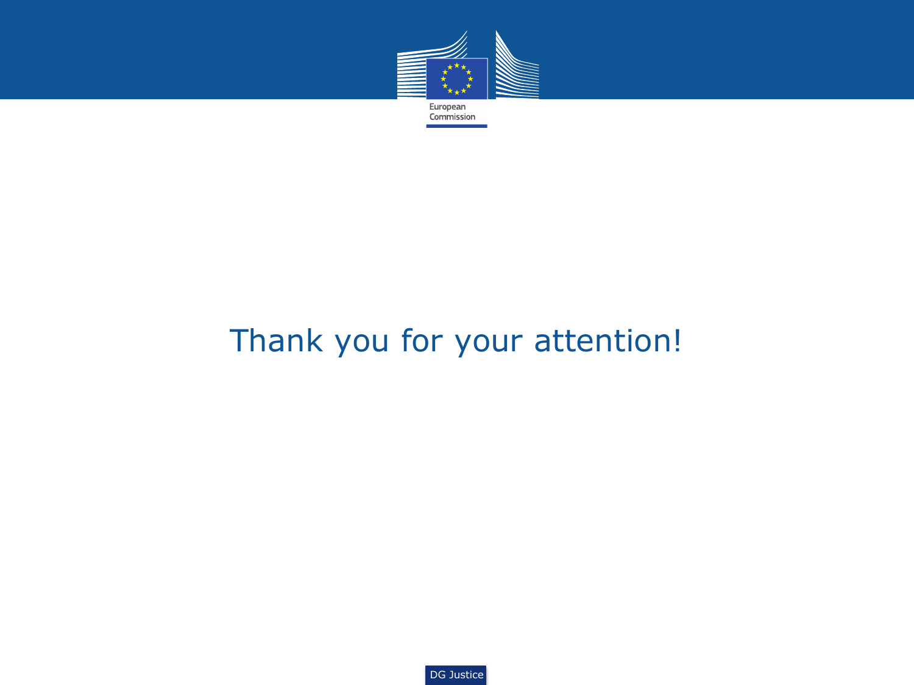Thank you for your attention!